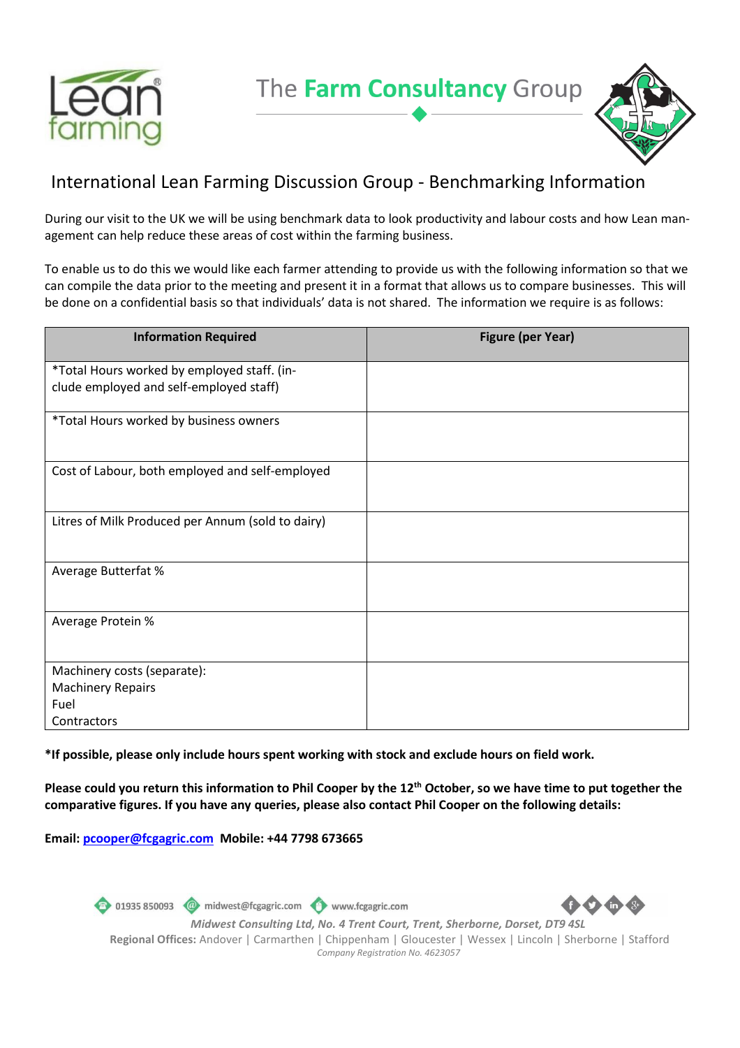Lean farming

The **Farm Consultancy** Group

## International Lean Farming Discussion Group - Benchmarking Information

During our visit to the UK we will be using benchmark data to look productivity and labour costs and how Lean management can help reduce these areas of cost within the farming business.

To enable us to do this we would like each farmer attending to provide us with the following information so that we can compile the data prior to the meeting and present it in a format that allows us to compare businesses. This will be done on a confidential basis so that individuals' data is not shared. The information we require is as follows:

| Information Required | Figure (per Year) |
|---|---|
| *Total Hours worked by employed staff. (include employed and self-employed staff) | |
| *Total Hours worked by business owners | |
| Cost of Labour, both employed and self-employed | |
| Litres of Milk Produced per Annum (sold to dairy) | |
| Average Butterfat % | |
| Average Protein % | |
| Machinery costs (separate):<br>Machinery Repairs<br>Fuel<br>Contractors | |

**\*If possible, please only include hours spent working with stock and exclude hours on field work.**

**Please could you return this information to Phil Cooper by the 12th October, so we have time to put together the comparative figures. If you have any queries, please also contact Phil Cooper on the following details:**

**Email: [pcooper@fcgagric.com](mailto:pcooper@fcgagric.com) Mobile: +44 7798 673665**

01935 850093 | midwest@fcgagric.com | www.fcgagric.com

*Midwest Consulting Ltd, No. 4 Trent Court, Trent, Sherborne, Dorset, DT9 4SL*

**Regional Offices:** Andover | Carmarthen | Chippenham | Gloucester | Wessex | Lincoln | Sherborne | Stafford

*Company Registration No. 4623057*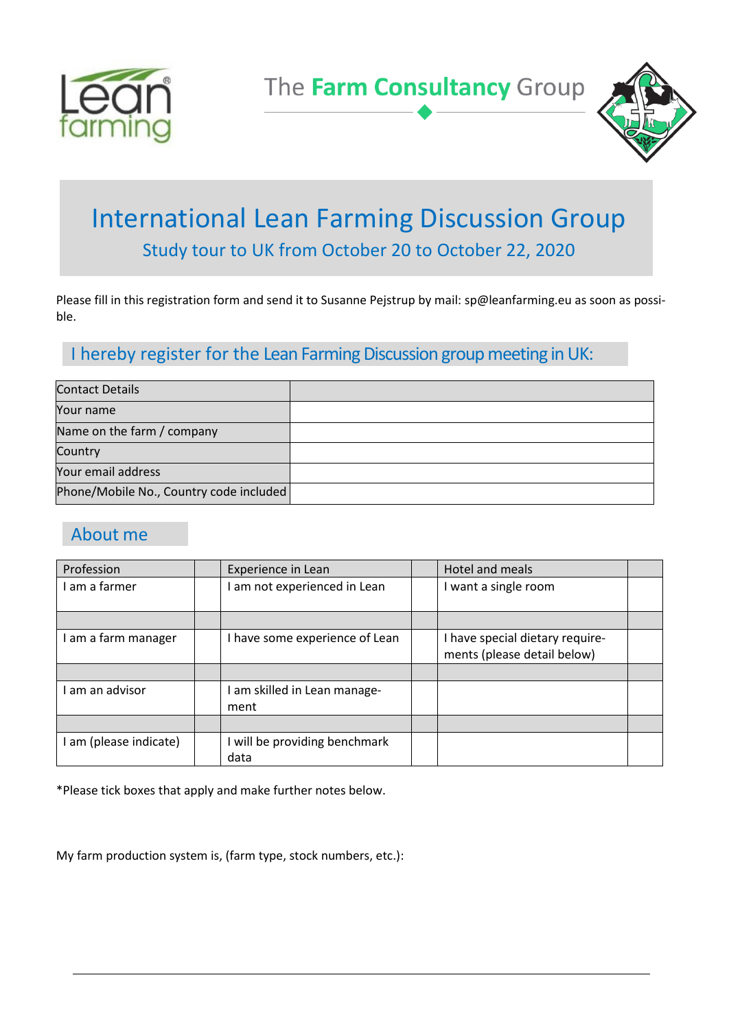Lean farming

The **Farm Consultancy** Group

# International Lean Farming Discussion Group

## Study tour to UK from October 20 to October 22, 2020

Please fill in this registration form and send it to Susanne Pejstrup by mail: sp@leanfarming.eu as soon as possible.

## I hereby register for the Lean Farming Discussion group meeting in UK:

| Contact Details | |
|---|---|
| Your name | |
| Name on the farm / company | |
| Country | |
| Your email address | |
| Phone/Mobile No., Country code included | |

## About me

| Profession | | Experience in Lean | | Hotel and meals | |
|---|---|---|---|---|---|
| I am a farmer | | I am not experienced in Lean | | I want a single room | |
| | | | | | |
| I am a farm manager | | I have some experience of Lean | | I have special dietary requirements (please detail below) | |
| | | | | | |
| I am an advisor | | I am skilled in Lean management | | | |
| | | | | | |
| I am (please indicate) | | I will be providing benchmark data | | | |

*Please tick boxes that apply and make further notes below.

My farm production system is, (farm type, stock numbers, etc.):